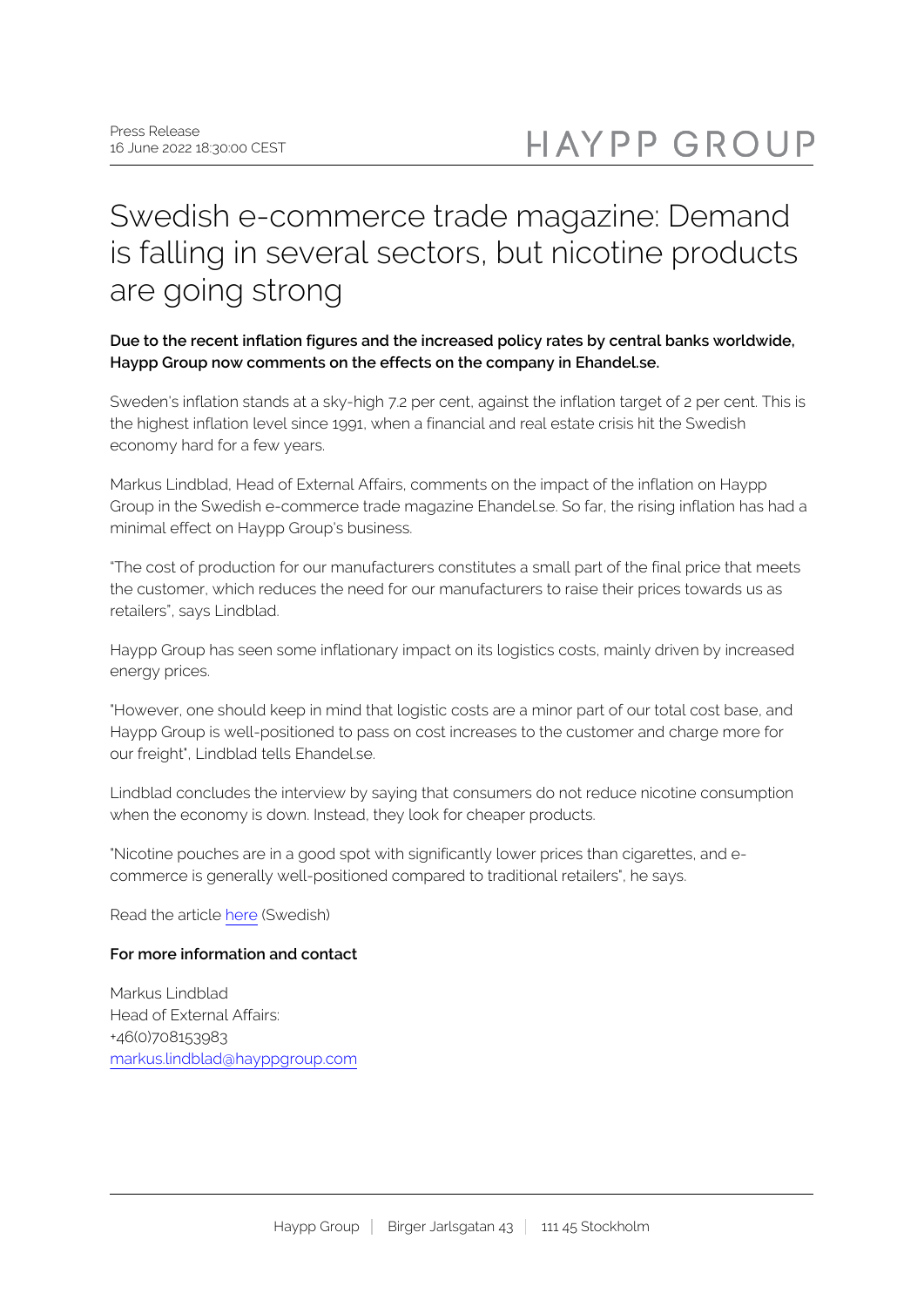Press Release
16 June 2022 18:30:00 CEST

# Swedish e-commerce trade magazine: Demand is falling in several sectors, but nicotine products are going strong

**Due to the recent inflation figures and the increased policy rates by central banks worldwide, Haypp Group now comments on the effects on the company in Ehandel.se.**

Sweden's inflation stands at a sky-high 7.2 per cent, against the inflation target of 2 per cent. This is the highest inflation level since 1991, when a financial and real estate crisis hit the Swedish economy hard for a few years.

Markus Lindblad, Head of External Affairs, comments on the impact of the inflation on Haypp Group in the Swedish e-commerce trade magazine Ehandel.se. So far, the rising inflation has had a minimal effect on Haypp Group's business.

"The cost of production for our manufacturers constitutes a small part of the final price that meets the customer, which reduces the need for our manufacturers to raise their prices towards us as retailers", says Lindblad.

Haypp Group has seen some inflationary impact on its logistics costs, mainly driven by increased energy prices.

"However, one should keep in mind that logistic costs are a minor part of our total cost base, and Haypp Group is well-positioned to pass on cost increases to the customer and charge more for our freight", Lindblad tells Ehandel.se.

Lindblad concludes the interview by saying that consumers do not reduce nicotine consumption when the economy is down. Instead, they look for cheaper products.

"Nicotine pouches are in a good spot with significantly lower prices than cigarettes, and e-commerce is generally well-positioned compared to traditional retailers", he says.

Read the article here (Swedish)

**For more information and contact**

Markus Lindblad
Head of External Affairs:
+46(0)708153983
markus.lindblad@hayppgroup.com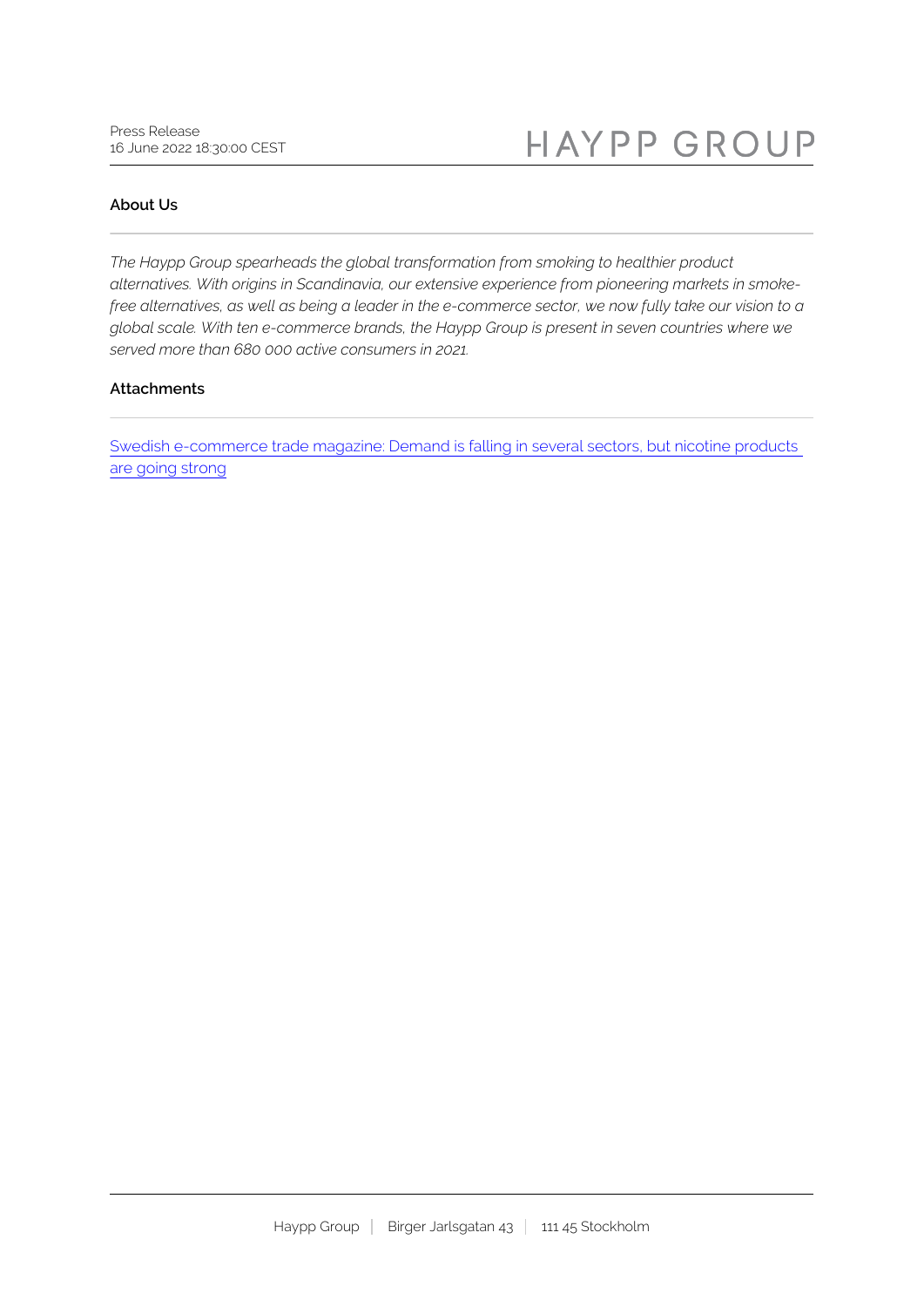### About Us

*The Haypp Group spearheads the global transformation from smoking to healthier product alternatives. With origins in Scandinavia, our extensive experience from pioneering markets in smoke-free alternatives, as well as being a leader in the e-commerce sector, we now fully take our vision to a global scale. With ten e-commerce brands, the Haypp Group is present in seven countries where we served more than 680 000 active consumers in 2021.*

### Attachments

Swedish e-commerce trade magazine: Demand is falling in several sectors, but nicotine products are going strong